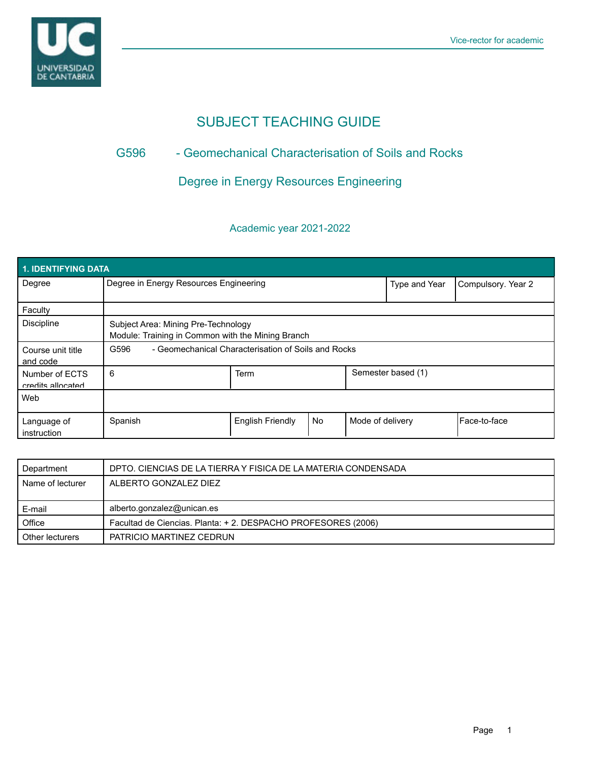Vice-rector for academic

# SUBJECT TEACHING GUIDE

## G596 - Geomechanical Characterisation of Soils and Rocks

## Degree in Energy Resources Engineering

### Academic year 2021-2022

| 1. IDENTIFYING DATA | | | | | |
|---|---|---|---|---|---|
| Degree | Degree in Energy Resources Engineering | | | Type and Year | Compulsory. Year 2 |
| Faculty | | | | | |
| Discipline | Subject Area: Mining Pre-Technology<br>Module: Training in Common with the Mining Branch | | | | |
| Course unit title and code | G596 - Geomechanical Characterisation of Soils and Rocks | | | | |
| Number of ECTS credits allocated | 6 | Term | | Semester based (1) | |
| Web | | | | | |
| Language of instruction | Spanish | English Friendly | No | Mode of delivery | Face-to-face |

| | |
|---|---|
| Department | DPTO. CIENCIAS DE LA TIERRA Y FISICA DE LA MATERIA CONDENSADA |
| Name of lecturer | ALBERTO GONZALEZ DIEZ |
| E-mail | alberto.gonzalez@unican.es |
| Office | Facultad de Ciencias. Planta: + 2. DESPACHO PROFESORES (2006) |
| Other lecturers | PATRICIO MARTINEZ CEDRUN |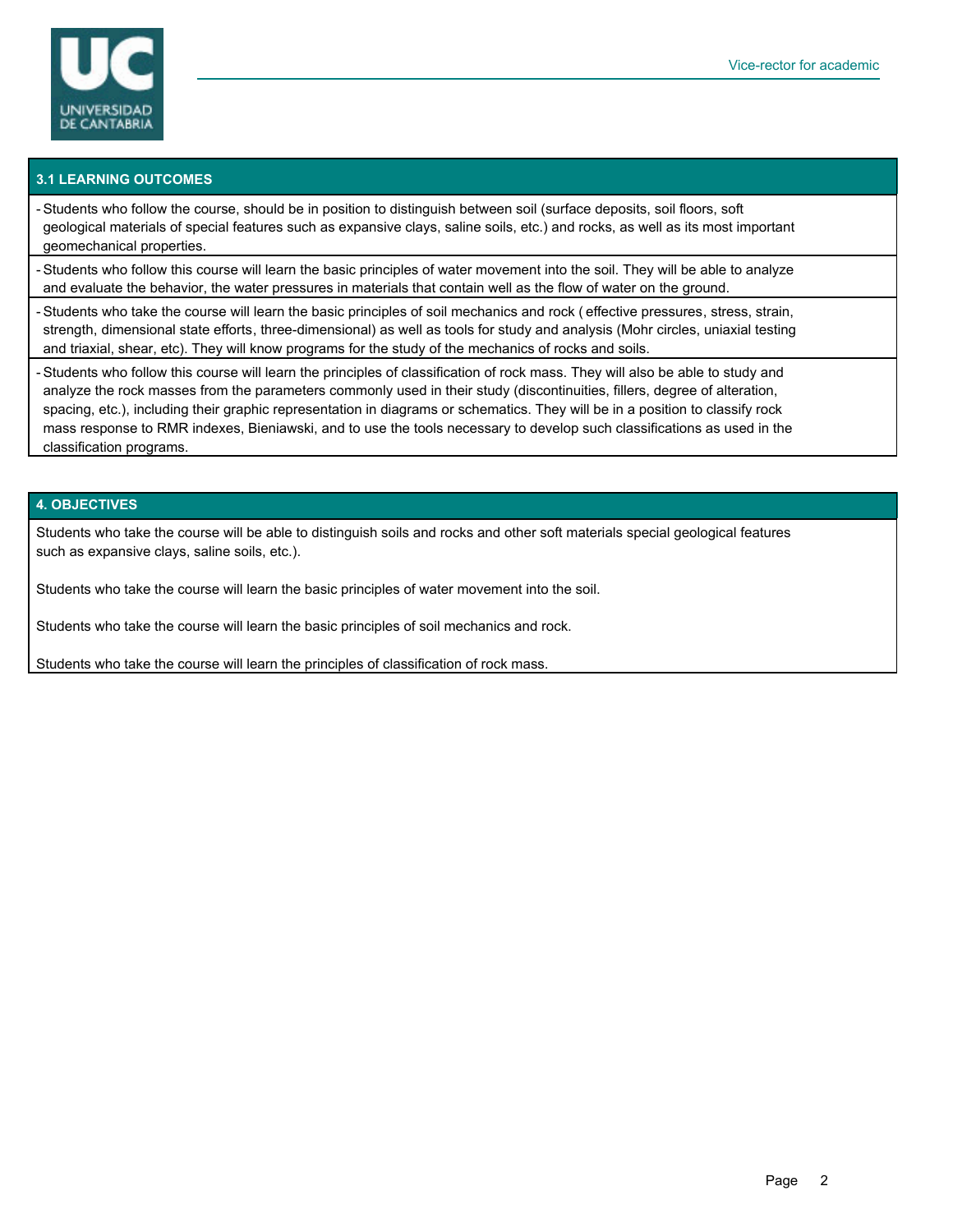## 3.1 LEARNING OUTCOMES

- Students who follow the course, should be in position to distinguish between soil (surface deposits, soil floors, soft geological materials of special features such as expansive clays, saline soils, etc.) and rocks, as well as its most important geomechanical properties.
- Students who follow this course will learn the basic principles of water movement into the soil. They will be able to analyze and evaluate the behavior, the water pressures in materials that contain well as the flow of water on the ground.
- Students who take the course will learn the basic principles of soil mechanics and rock ( effective pressures, stress, strain, strength, dimensional state efforts, three-dimensional) as well as tools for study and analysis (Mohr circles, uniaxial testing and triaxial, shear, etc). They will know programs for the study of the mechanics of rocks and soils.
- Students who follow this course will learn the principles of classification of rock mass. They will also be able to study and analyze the rock masses from the parameters commonly used in their study (discontinuities, fillers, degree of alteration, spacing, etc.), including their graphic representation in diagrams or schematics. They will be in a position to classify rock mass response to RMR indexes, Bieniawski, and to use the tools necessary to develop such classifications as used in the classification programs.

## 4. OBJECTIVES

Students who take the course will be able to distinguish soils and rocks and other soft materials special geological features such as expansive clays, saline soils, etc.).

Students who take the course will learn the basic principles of water movement into the soil.

Students who take the course will learn the basic principles of soil mechanics and rock.

Students who take the course will learn the principles of classification of rock mass.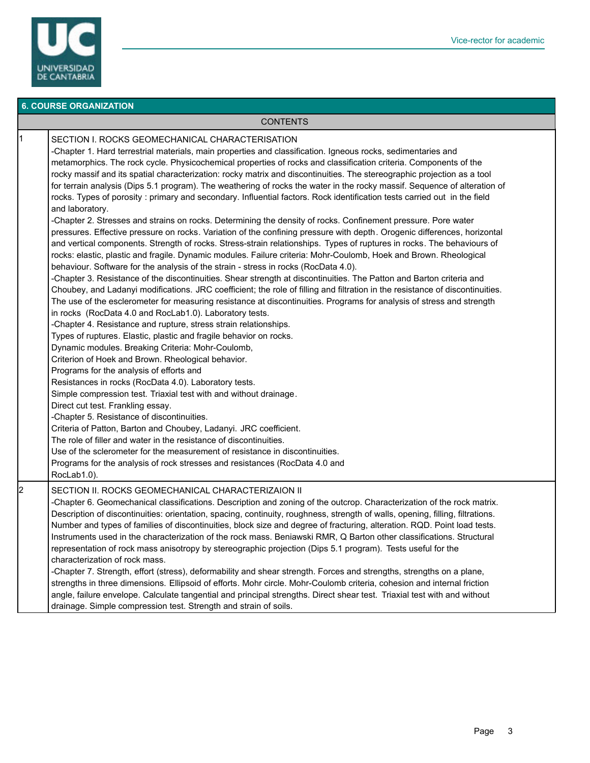## 6. COURSE ORGANIZATION

| | CONTENTS |
|---|---|
| 1 | SECTION I. ROCKS GEOMECHANICAL CHARACTERISATION<br>-Chapter 1. Hard terrestrial materials, main properties and classification. Igneous rocks, sedimentaries and metamorphics. The rock cycle. Physicochemical properties of rocks and classification criteria. Components of the rocky massif and its spatial characterization: rocky matrix and discontinuities. The stereographic projection as a tool for terrain analysis (Dips 5.1 program). The weathering of rocks the water in the rocky massif. Sequence of alteration of rocks. Types of porosity : primary and secondary. Influential factors. Rock identification tests carried out in the field and laboratory.<br>-Chapter 2. Stresses and strains on rocks. Determining the density of rocks. Confinement pressure. Pore water pressures. Effective pressure on rocks. Variation of the confining pressure with depth. Orogenic differences, horizontal and vertical components. Strength of rocks. Stress-strain relationships. Types of ruptures in rocks. The behaviours of rocks: elastic, plastic and fragile. Dynamic modules. Failure criteria: Mohr-Coulomb, Hoek and Brown. Rheological behaviour. Software for the analysis of the strain - stress in rocks (RocData 4.0).<br>-Chapter 3. Resistance of the discontinuities. Shear strength at discontinuities. The Patton and Barton criteria and Choubey, and Ladanyi modifications. JRC coefficient; the role of filling and filtration in the resistance of discontinuities. The use of the esclerometer for measuring resistance at discontinuities. Programs for analysis of stress and strength in rocks (RocData 4.0 and RocLab1.0). Laboratory tests.<br>-Chapter 4. Resistance and rupture, stress strain relationships.<br>Types of ruptures. Elastic, plastic and fragile behavior on rocks.<br>Dynamic modules. Breaking Criteria: Mohr-Coulomb,<br>Criterion of Hoek and Brown. Rheological behavior.<br>Programs for the analysis of efforts and<br>Resistances in rocks (RocData 4.0). Laboratory tests.<br>Simple compression test. Triaxial test with and without drainage.<br>Direct cut test. Frankling essay.<br>-Chapter 5. Resistance of discontinuities.<br>Criteria of Patton, Barton and Choubey, Ladanyi. JRC coefficient.<br>The role of filler and water in the resistance of discontinuities.<br>Use of the sclerometer for the measurement of resistance in discontinuities.<br>Programs for the analysis of rock stresses and resistances (RocData 4.0 and RocLab1.0). |
| 2 | SECTION II. ROCKS GEOMECHANICAL CHARACTERIZAION II<br>-Chapter 6. Geomechanical classifications. Description and zoning of the outcrop. Characterization of the rock matrix. Description of discontinuities: orientation, spacing, continuity, roughness, strength of walls, opening, filling, filtrations. Number and types of families of discontinuities, block size and degree of fracturing, alteration. RQD. Point load tests. Instruments used in the characterization of the rock mass. Beniawski RMR, Q Barton other classifications. Structural representation of rock mass anisotropy by stereographic projection (Dips 5.1 program). Tests useful for the characterization of rock mass.<br>-Chapter 7. Strength, effort (stress), deformability and shear strength. Forces and strengths, strengths on a plane, strengths in three dimensions. Ellipsoid of efforts. Mohr circle. Mohr-Coulomb criteria, cohesion and internal friction angle, failure envelope. Calculate tangential and principal strengths. Direct shear test. Triaxial test with and without drainage. Simple compression test. Strength and strain of soils. |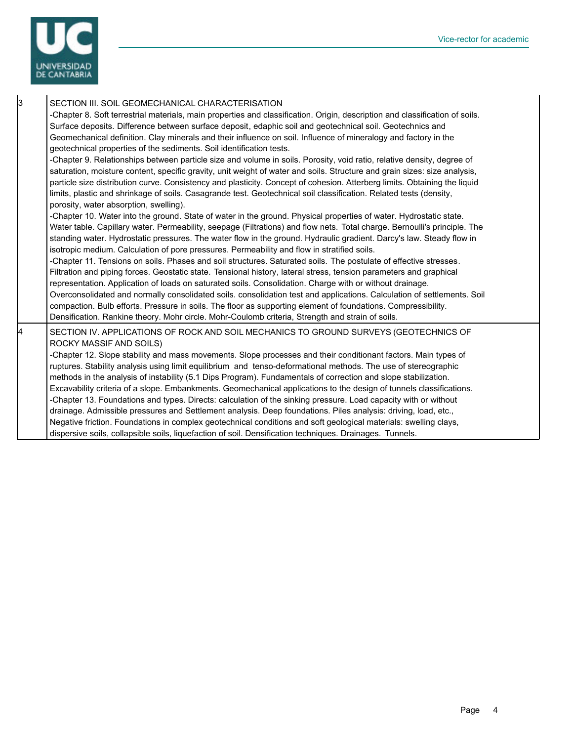| | |
|---|---|
| 3 | SECTION III. SOIL GEOMECHANICAL CHARACTERISATION<br>-Chapter 8. Soft terrestrial materials, main properties and classification. Origin, description and classification of soils. Surface deposits. Difference between surface deposit, edaphic soil and geotechnical soil. Geotechnics and Geomechanical definition. Clay minerals and their influence on soil. Influence of mineralogy and factory in the geotechnical properties of the sediments. Soil identification tests.<br>-Chapter 9. Relationships between particle size and volume in soils. Porosity, void ratio, relative density, degree of saturation, moisture content, specific gravity, unit weight of water and soils. Structure and grain sizes: size analysis, particle size distribution curve. Consistency and plasticity. Concept of cohesion. Atterberg limits. Obtaining the liquid limits, plastic and shrinkage of soils. Casagrande test. Geotechnical soil classification. Related tests (density, porosity, water absorption, swelling).<br>-Chapter 10. Water into the ground. State of water in the ground. Physical properties of water. Hydrostatic state. Water table. Capillary water. Permeability, seepage (Filtrations) and flow nets. Total charge. Bernoulli's principle. The standing water. Hydrostatic pressures. The water flow in the ground. Hydraulic gradient. Darcy's law. Steady flow in isotropic medium. Calculation of pore pressures. Permeability and flow in stratified soils.<br>-Chapter 11. Tensions on soils. Phases and soil structures. Saturated soils. The postulate of effective stresses. Filtration and piping forces. Geostatic state. Tensional history, lateral stress, tension parameters and graphical representation. Application of loads on saturated soils. Consolidation. Charge with or without drainage. Overconsolidated and normally consolidated soils. consolidation test and applications. Calculation of settlements. Soil compaction. Bulb efforts. Pressure in soils. The floor as supporting element of foundations. Compressibility. Densification. Rankine theory. Mohr circle. Mohr-Coulomb criteria, Strength and strain of soils. |
| 4 | SECTION IV. APPLICATIONS OF ROCK AND SOIL MECHANICS TO GROUND SURVEYS (GEOTECHNICS OF ROCKY MASSIF AND SOILS)<br>-Chapter 12. Slope stability and mass movements. Slope processes and their conditionant factors. Main types of ruptures. Stability analysis using limit equilibrium and tenso-deformational methods. The use of stereographic methods in the analysis of instability (5.1 Dips Program). Fundamentals of correction and slope stabilization. Excavability criteria of a slope. Embankments. Geomechanical applications to the design of tunnels classifications.<br>-Chapter 13. Foundations and types. Directs: calculation of the sinking pressure. Load capacity with or without drainage. Admissible pressures and Settlement analysis. Deep foundations. Piles analysis: driving, load, etc., Negative friction. Foundations in complex geotechnical conditions and soft geological materials: swelling clays, dispersive soils, collapsible soils, liquefaction of soil. Densification techniques. Drainages. Tunnels. |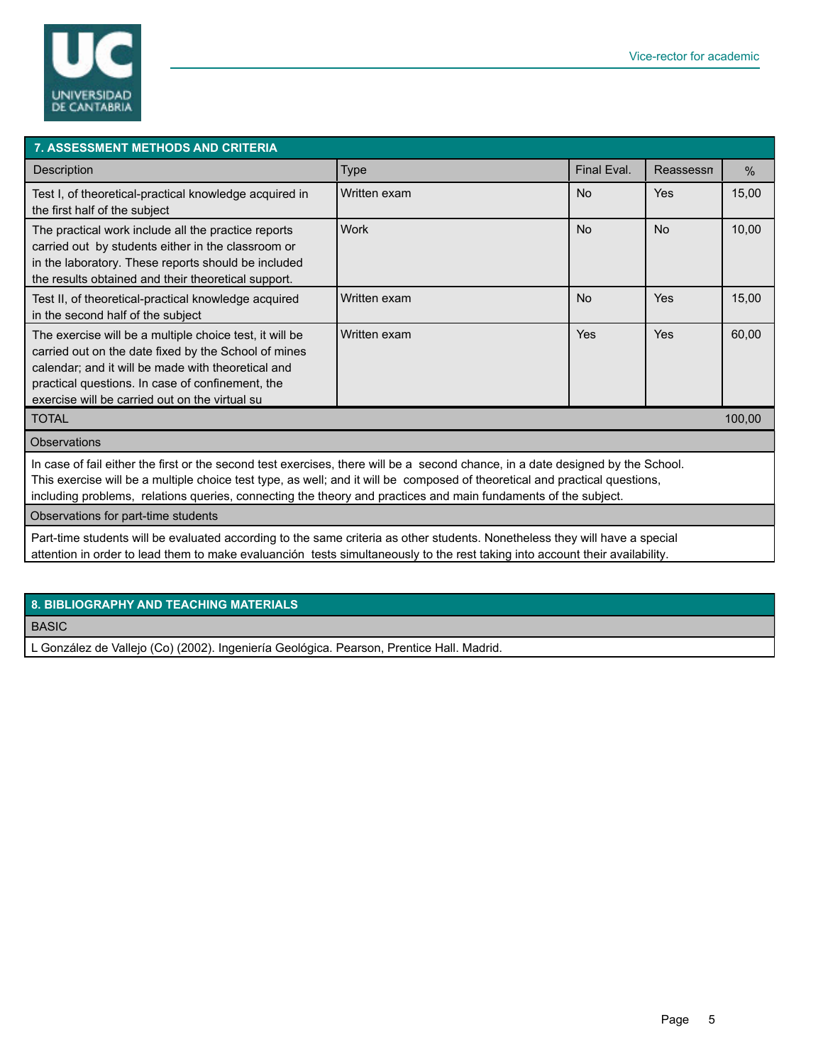## 7. ASSESSMENT METHODS AND CRITERIA

| Description | Type | Final Eval. | Reassessm | % |
|---|---|---|---|---|
| Test I, of theoretical-practical knowledge acquired in the first half of the subject | Written exam | No | Yes | 15,00 |
| The practical work include all the practice reports carried out by students either in the classroom or in the laboratory. These reports should be included the results obtained and their theoretical support. | Work | No | No | 10,00 |
| Test II, of theoretical-practical knowledge acquired in the second half of the subject | Written exam | No | Yes | 15,00 |
| The exercise will be a multiple choice test, it will be carried out on the date fixed by the School of mines calendar; and it will be made with theoretical and practical questions. In case of confinement, the exercise will be carried out on the virtual su | Written exam | Yes | Yes | 60,00 |
| TOTAL | | | | 100,00 |

**Observations**

In case of fail either the first or the second test exercises, there will be a second chance, in a date designed by the School. This exercise will be a multiple choice test type, as well; and it will be composed of theoretical and practical questions, including problems, relations queries, connecting the theory and practices and main fundaments of the subject.

**Observations for part-time students**

Part-time students will be evaluated according to the same criteria as other students. Nonetheless they will have a special attention in order to lead them to make evaluanción tests simultaneously to the rest taking into account their availability.

## 8. BIBLIOGRAPHY AND TEACHING MATERIALS

**BASIC**

L González de Vallejo (Co) (2002). Ingeniería Geológica. Pearson, Prentice Hall. Madrid.